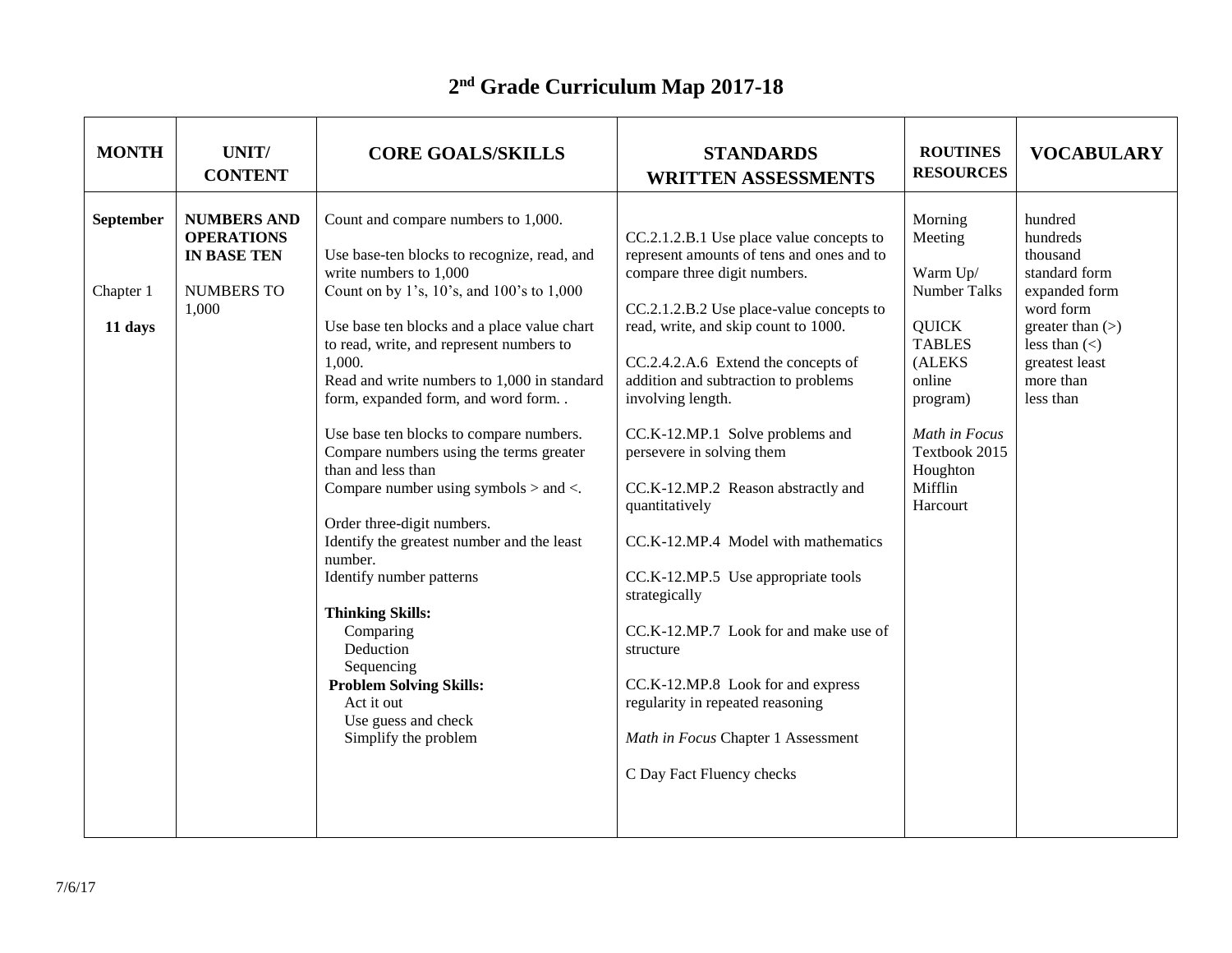# 2nd Grade Curriculum Map 2017-18

| MONTH | UNIT/ CONTENT | CORE GOALS/SKILLS | STANDARDS WRITTEN ASSESSMENTS | ROUTINES RESOURCES | VOCABULARY |
|---|---|---|---|---|---|
| **September**<br><br>Chapter 1<br><br>**11 days** | **NUMBERS AND OPERATIONS IN BASE TEN**<br><br>NUMBERS TO 1,000 | Count and compare numbers to 1,000.<br><br>Use base-ten blocks to recognize, read, and write numbers to 1,000<br>Count on by 1's, 10's, and 100's to 1,000<br><br>Use base ten blocks and a place value chart to read, write, and represent numbers to 1,000.<br>Read and write numbers to 1,000 in standard form, expanded form, and word form. .<br><br>Use base ten blocks to compare numbers.<br>Compare numbers using the terms greater than and less than<br>Compare number using symbols > and <.<br><br>Order three-digit numbers.<br>Identify the greatest number and the least number.<br>Identify number patterns<br><br>**Thinking Skills:**<br>Comparing<br>Deduction<br>Sequencing<br>**Problem Solving Skills:**<br>Act it out<br>Use guess and check<br>Simplify the problem | CC.2.1.2.B.1 Use place value concepts to represent amounts of tens and ones and to compare three digit numbers.<br><br>CC.2.1.2.B.2 Use place-value concepts to read, write, and skip count to 1000.<br><br>CC.2.4.2.A.6 Extend the concepts of addition and subtraction to problems involving length.<br><br>CC.K-12.MP.1 Solve problems and persevere in solving them<br><br>CC.K-12.MP.2 Reason abstractly and quantitatively<br><br>CC.K-12.MP.4 Model with mathematics<br><br>CC.K-12.MP.5 Use appropriate tools strategically<br><br>CC.K-12.MP.7 Look for and make use of structure<br><br>CC.K-12.MP.8 Look for and express regularity in repeated reasoning<br><br>*Math in Focus* Chapter 1 Assessment<br><br>C Day Fact Fluency checks | Morning Meeting<br><br>Warm Up/ Number Talks<br><br>QUICK TABLES (ALEKS online program)<br><br>*Math in Focus* Textbook 2015 Houghton Mifflin Harcourt | hundred<br>hundreds<br>thousand<br>standard form<br>expanded form<br>word form<br>greater than (>)<br>less than (<)<br>greatest least<br>more than<br>less than |

7/6/17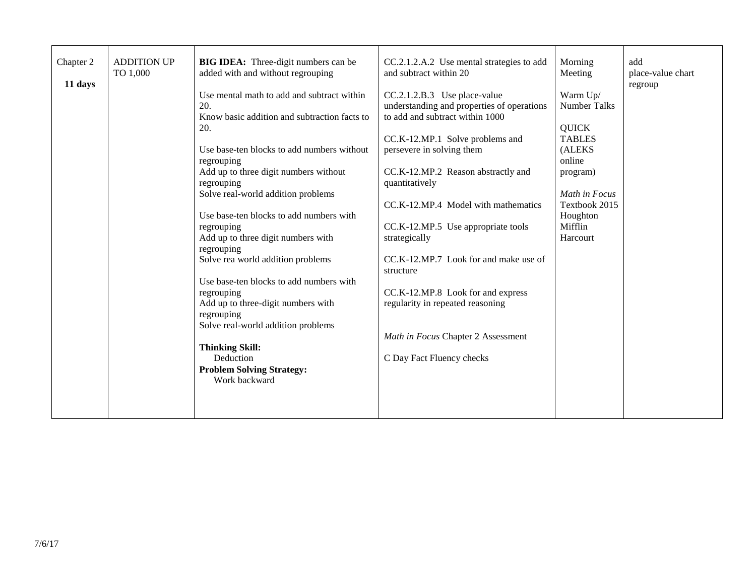| | | | | | |
|---|---|---|---|---|---|
| Chapter 2<br><br>**11 days** | ADDITION UP TO 1,000 | **BIG IDEA:** Three-digit numbers can be added with and without regrouping<br><br>Use mental math to add and subtract within 20.<br>Know basic addition and subtraction facts to 20.<br><br>Use base-ten blocks to add numbers without regrouping<br>Add up to three digit numbers without regrouping<br>Solve real-world addition problems<br><br>Use base-ten blocks to add numbers with regrouping<br>Add up to three digit numbers with regrouping<br>Solve rea world addition problems<br><br>Use base-ten blocks to add numbers with regrouping<br>Add up to three-digit numbers with regrouping<br>Solve real-world addition problems<br><br>**Thinking Skill:**<br>Deduction<br>**Problem Solving Strategy:**<br>Work backward | CC.2.1.2.A.2 Use mental strategies to add and subtract within 20<br><br>CC.2.1.2.B.3 Use place-value understanding and properties of operations to add and subtract within 1000<br><br>CC.K-12.MP.1 Solve problems and persevere in solving them<br><br>CC.K-12.MP.2 Reason abstractly and quantitatively<br><br>CC.K-12.MP.4 Model with mathematics<br><br>CC.K-12.MP.5 Use appropriate tools strategically<br><br>CC.K-12.MP.7 Look for and make use of structure<br><br>CC.K-12.MP.8 Look for and express regularity in repeated reasoning<br><br>*Math in Focus* Chapter 2 Assessment<br><br>C Day Fact Fluency checks | Morning Meeting<br><br>Warm Up/ Number Talks<br><br>QUICK TABLES (ALEKS online program)<br><br>*Math in Focus* Textbook 2015 Houghton Mifflin Harcourt | add<br>place-value chart<br>regroup |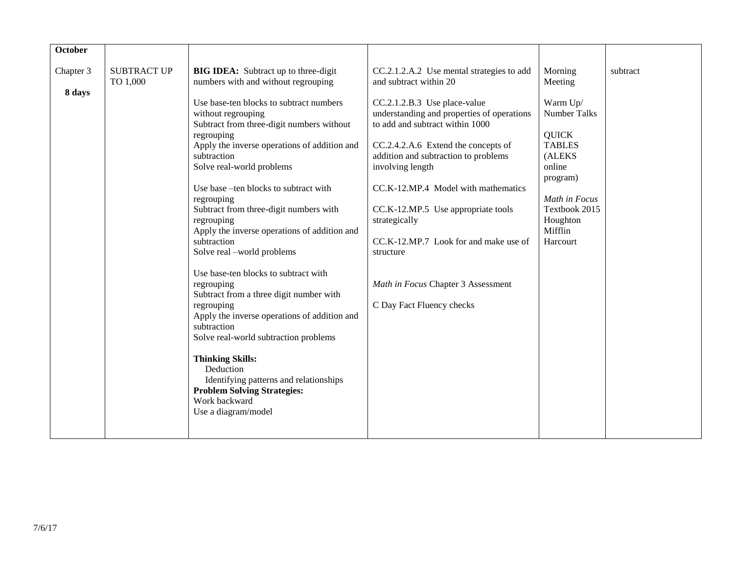| **October**<br><br>Chapter 3<br><br>**8 days** | SUBTRACT UP TO 1,000 | **BIG IDEA:** Subtract up to three-digit numbers with and without regrouping<br><br>Use base-ten blocks to subtract numbers without regrouping<br>Subtract from three-digit numbers without regrouping<br>Apply the inverse operations of addition and subtraction<br>Solve real-world problems<br><br>Use base –ten blocks to subtract with regrouping<br>Subtract from three-digit numbers with regrouping<br>Apply the inverse operations of addition and subtraction<br>Solve real –world problems<br><br>Use base-ten blocks to subtract with regrouping<br>Subtract from a three digit number with regrouping<br>Apply the inverse operations of addition and subtraction<br>Solve real-world subtraction problems<br><br>**Thinking Skills:**<br>Deduction<br>Identifying patterns and relationships<br>**Problem Solving Strategies:**<br>Work backward<br>Use a diagram/model | CC.2.1.2.A.2 Use mental strategies to add and subtract within 20<br><br>CC.2.1.2.B.3 Use place-value understanding and properties of operations to add and subtract within 1000<br><br>CC.2.4.2.A.6 Extend the concepts of addition and subtraction to problems involving length<br><br>CC.K-12.MP.4 Model with mathematics<br><br>CC.K-12.MP.5 Use appropriate tools strategically<br><br>CC.K-12.MP.7 Look for and make use of structure<br><br>*Math in Focus* Chapter 3 Assessment<br><br>C Day Fact Fluency checks | Morning Meeting<br><br>Warm Up/ Number Talks<br><br>QUICK TABLES (ALEKS online program)<br><br>*Math in Focus* Textbook 2015 Houghton Mifflin Harcourt | subtract |
|---|---|---|---|---|---|

7/6/17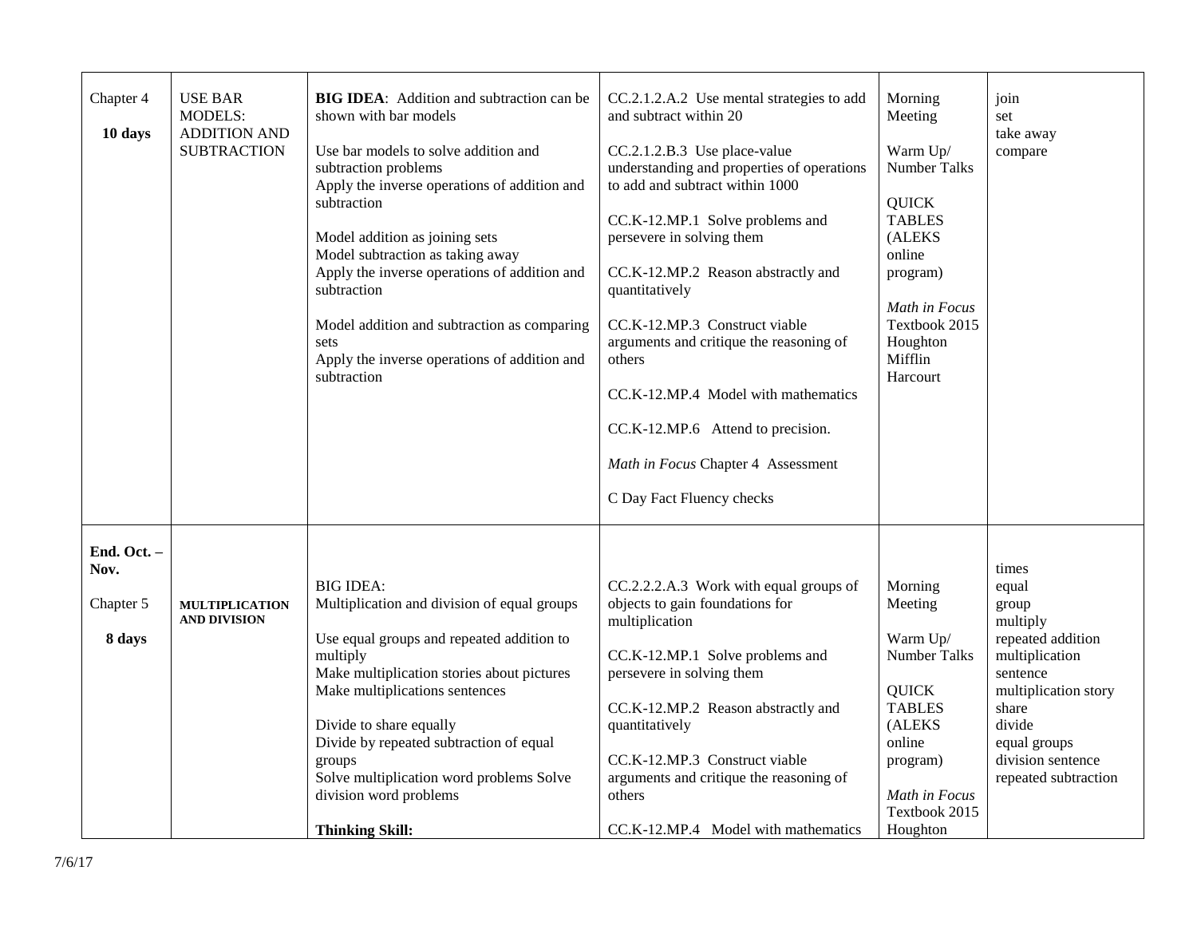| | | | | | |
|---|---|---|---|---|---|
| Chapter 4<br>**10 days** | USE BAR MODELS: ADDITION AND SUBTRACTION | **BIG IDEA**: Addition and subtraction can be shown with bar models<br><br>Use bar models to solve addition and subtraction problems<br>Apply the inverse operations of addition and subtraction<br><br>Model addition as joining sets<br>Model subtraction as taking away<br>Apply the inverse operations of addition and subtraction<br><br>Model addition and subtraction as comparing sets<br>Apply the inverse operations of addition and subtraction | CC.2.1.2.A.2 Use mental strategies to add and subtract within 20<br><br>CC.2.1.2.B.3 Use place-value understanding and properties of operations to add and subtract within 1000<br><br>CC.K-12.MP.1 Solve problems and persevere in solving them<br><br>CC.K-12.MP.2 Reason abstractly and quantitatively<br><br>CC.K-12.MP.3 Construct viable arguments and critique the reasoning of others<br><br>CC.K-12.MP.4 Model with mathematics<br><br>CC.K-12.MP.6 Attend to precision.<br><br>*Math in Focus* Chapter 4 Assessment<br><br>C Day Fact Fluency checks | Morning Meeting<br><br>Warm Up/ Number Talks<br><br>QUICK TABLES (ALEKS online program)<br><br>*Math in Focus* Textbook 2015 Houghton Mifflin Harcourt | join<br>set<br>take away<br>compare |
| **End. Oct. – Nov.**<br><br>Chapter 5<br>**8 days** | **MULTIPLICATION AND DIVISION** | BIG IDEA:<br>Multiplication and division of equal groups<br><br>Use equal groups and repeated addition to multiply<br>Make multiplication stories about pictures<br>Make multiplications sentences<br><br>Divide to share equally<br>Divide by repeated subtraction of equal groups<br>Solve multiplication word problems Solve division word problems<br><br>**Thinking Skill:** | CC.2.2.2.A.3 Work with equal groups of objects to gain foundations for multiplication<br><br>CC.K-12.MP.1 Solve problems and persevere in solving them<br><br>CC.K-12.MP.2 Reason abstractly and quantitatively<br><br>CC.K-12.MP.3 Construct viable arguments and critique the reasoning of others<br><br>CC.K-12.MP.4 Model with mathematics | Morning Meeting<br><br>Warm Up/ Number Talks<br><br>QUICK TABLES (ALEKS online program)<br><br>*Math in Focus* Textbook 2015 Houghton | times<br>equal<br>group<br>multiply<br>repeated addition<br>multiplication sentence<br>multiplication story<br>share<br>divide<br>equal groups<br>division sentence<br>repeated subtraction |

7/6/17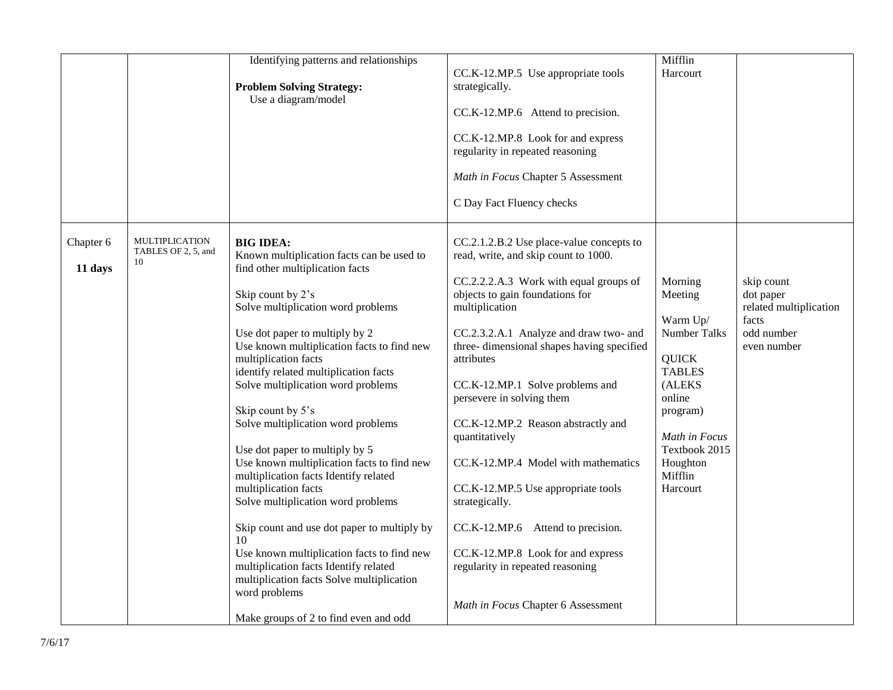| | | | | | |
|---|---|---|---|---|---|
| | | Identifying patterns and relationships<br><br>**Problem Solving Strategy:**<br>Use a diagram/model | CC.K-12.MP.5 Use appropriate tools strategically.<br><br>CC.K-12.MP.6 Attend to precision.<br><br>CC.K-12.MP.8 Look for and express regularity in repeated reasoning<br><br>*Math in Focus* Chapter 5 Assessment<br><br>C Day Fact Fluency checks | Mifflin Harcourt | |
| Chapter 6<br><br>**11 days** | MULTIPLICATION TABLES OF 2, 5, and 10 | **BIG IDEA:**<br>Known multiplication facts can be used to find other multiplication facts<br><br>Skip count by 2's<br>Solve multiplication word problems<br><br>Use dot paper to multiply by 2<br>Use known multiplication facts to find new multiplication facts<br>identify related multiplication facts<br>Solve multiplication word problems<br><br>Skip count by 5's<br>Solve multiplication word problems<br><br>Use dot paper to multiply by 5<br>Use known multiplication facts to find new multiplication facts Identify related multiplication facts<br>Solve multiplication word problems<br><br>Skip count and use dot paper to multiply by 10<br>Use known multiplication facts to find new multiplication facts Identify related multiplication facts Solve multiplication word problems<br><br>Make groups of 2 to find even and odd | CC.2.1.2.B.2 Use place-value concepts to read, write, and skip count to 1000.<br><br>CC.2.2.2.A.3 Work with equal groups of objects to gain foundations for multiplication<br><br>CC.2.3.2.A.1 Analyze and draw two- and three- dimensional shapes having specified attributes<br><br>CC.K-12.MP.1 Solve problems and persevere in solving them<br><br>CC.K-12.MP.2 Reason abstractly and quantitatively<br><br>CC.K-12.MP.4 Model with mathematics<br><br>CC.K-12.MP.5 Use appropriate tools strategically.<br><br>CC.K-12.MP.6 Attend to precision.<br><br>CC.K-12.MP.8 Look for and express regularity in repeated reasoning<br><br>*Math in Focus* Chapter 6 Assessment | Morning Meeting<br><br>Warm Up/ Number Talks<br><br>QUICK TABLES (ALEKS online program)<br><br>*Math in Focus* Textbook 2015 Houghton Mifflin Harcourt | skip count<br>dot paper<br>related multiplication facts<br>odd number<br>even number |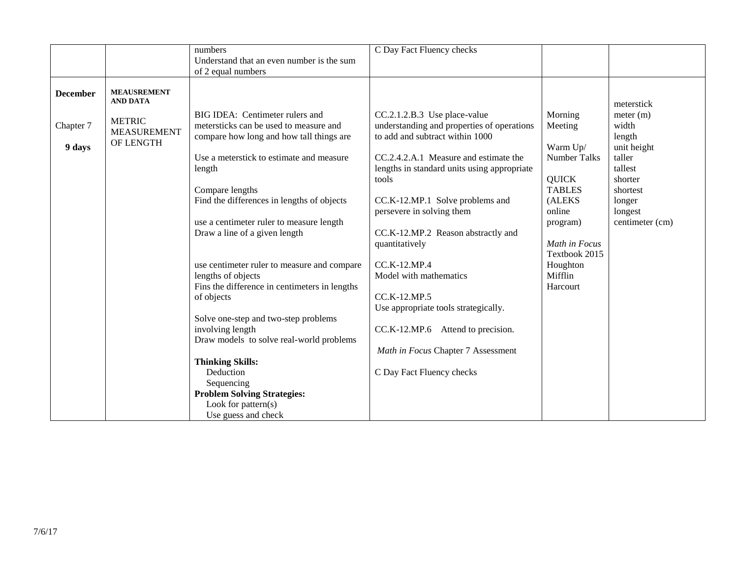| | | | | | |
|---|---|---|---|---|---|
| | | numbers<br>Understand that an even number is the sum of 2 equal numbers | C Day Fact Fluency checks | | |
| **December**<br><br>Chapter 7<br><br>**9 days** | **MEAUSREMENT AND DATA**<br><br>METRIC MEASUREMENT OF LENGTH | BIG IDEA: Centimeter rulers and metersticks can be used to measure and compare how long and how tall things are<br><br>Use a meterstick to estimate and measure length<br><br>Compare lengths<br>Find the differences in lengths of objects<br><br>use a centimeter ruler to measure length<br>Draw a line of a given length<br><br>use centimeter ruler to measure and compare lengths of objects<br>Fins the difference in centimeters in lengths of objects<br><br>Solve one-step and two-step problems involving length<br>Draw models to solve real-world problems<br><br>**Thinking Skills:**<br>Deduction<br>Sequencing<br>**Problem Solving Strategies:**<br>Look for pattern(s)<br>Use guess and check | CC.2.1.2.B.3 Use place-value understanding and properties of operations to add and subtract within 1000<br><br>CC.2.4.2.A.1 Measure and estimate the lengths in standard units using appropriate tools<br><br>CC.K-12.MP.1 Solve problems and persevere in solving them<br><br>CC.K-12.MP.2 Reason abstractly and quantitatively<br><br>CC.K-12.MP.4<br>Model with mathematics<br><br>CC.K-12.MP.5<br>Use appropriate tools strategically.<br><br>CC.K-12.MP.6 Attend to precision.<br><br>*Math in Focus* Chapter 7 Assessment<br><br>C Day Fact Fluency checks | Morning Meeting<br><br>Warm Up/ Number Talks<br><br>QUICK TABLES (ALEKS online program)<br><br>*Math in Focus* Textbook 2015 Houghton Mifflin Harcourt | meterstick<br>meter (m)<br>width<br>length<br>unit height<br>taller<br>tallest<br>shorter<br>shortest<br>longer<br>longest<br>centimeter (cm) |

7/6/17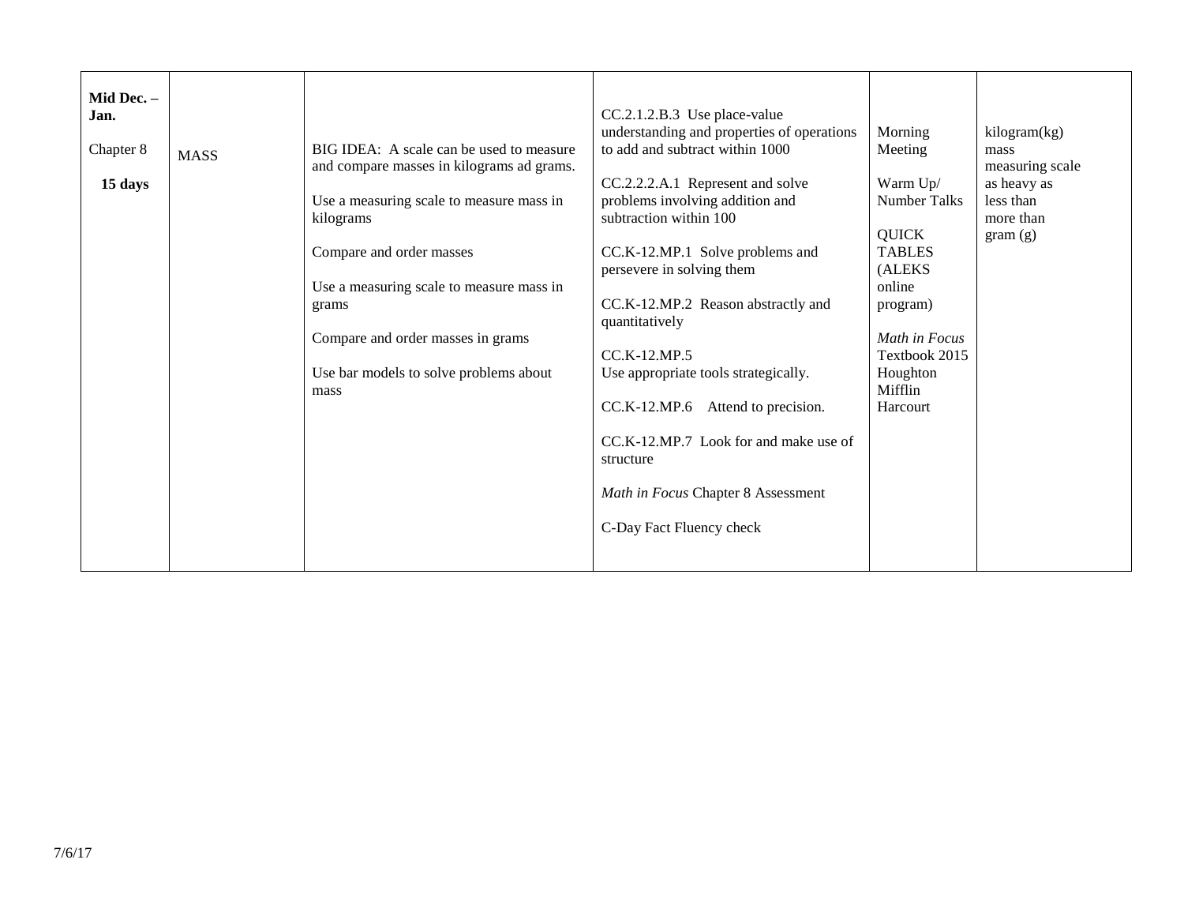| **Mid Dec. – Jan.**<br><br>Chapter 8<br><br>**15 days** | MASS | BIG IDEA: A scale can be used to measure and compare masses in kilograms ad grams.<br><br>Use a measuring scale to measure mass in kilograms<br><br>Compare and order masses<br><br>Use a measuring scale to measure mass in grams<br><br>Compare and order masses in grams<br><br>Use bar models to solve problems about mass | CC.2.1.2.B.3 Use place-value understanding and properties of operations to add and subtract within 1000<br><br>CC.2.2.2.A.1 Represent and solve problems involving addition and subtraction within 100<br><br>CC.K-12.MP.1 Solve problems and persevere in solving them<br><br>CC.K-12.MP.2 Reason abstractly and quantitatively<br><br>CC.K-12.MP.5<br>Use appropriate tools strategically.<br><br>CC.K-12.MP.6 Attend to precision.<br><br>CC.K-12.MP.7 Look for and make use of structure<br><br>*Math in Focus* Chapter 8 Assessment<br><br>C-Day Fact Fluency check | Morning Meeting<br><br>Warm Up/ Number Talks<br><br>QUICK TABLES (ALEKS online program)<br><br>*Math in Focus* Textbook 2015 Houghton Mifflin Harcourt | kilogram(kg)<br>mass<br>measuring scale<br>as heavy as<br>less than<br>more than<br>gram (g) |
|---|---|---|---|---|---|

7/6/17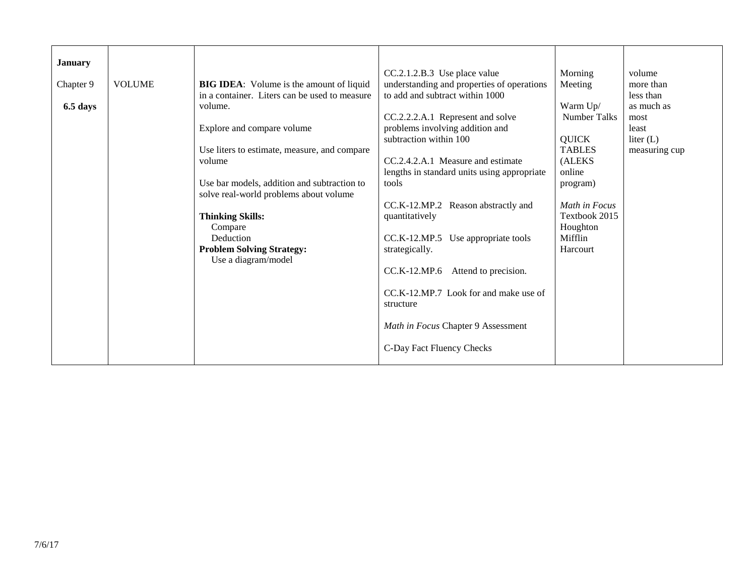| **January**<br><br>Chapter 9<br><br>**6.5 days** | VOLUME | **BIG IDEA**: Volume is the amount of liquid in a container. Liters can be used to measure volume.<br><br>Explore and compare volume<br><br>Use liters to estimate, measure, and compare volume<br><br>Use bar models, addition and subtraction to solve real-world problems about volume<br><br>**Thinking Skills:**<br>Compare<br>Deduction<br>**Problem Solving Strategy:**<br>Use a diagram/model | CC.2.1.2.B.3 Use place value understanding and properties of operations to add and subtract within 1000<br><br>CC.2.2.2.A.1 Represent and solve problems involving addition and subtraction within 100<br><br>CC.2.4.2.A.1 Measure and estimate lengths in standard units using appropriate tools<br><br>CC.K-12.MP.2 Reason abstractly and quantitatively<br><br>CC.K-12.MP.5 Use appropriate tools strategically.<br><br>CC.K-12.MP.6 Attend to precision.<br><br>CC.K-12.MP.7 Look for and make use of structure<br><br>*Math in Focus* Chapter 9 Assessment<br><br>C-Day Fact Fluency Checks | Morning Meeting<br><br>Warm Up/ Number Talks<br><br>QUICK TABLES (ALEKS online program)<br><br>*Math in Focus* Textbook 2015 Houghton Mifflin Harcourt | volume<br>more than<br>less than<br>as much as<br>most<br>least<br>liter (L)<br>measuring cup |
|---|---|---|---|---|---|

7/6/17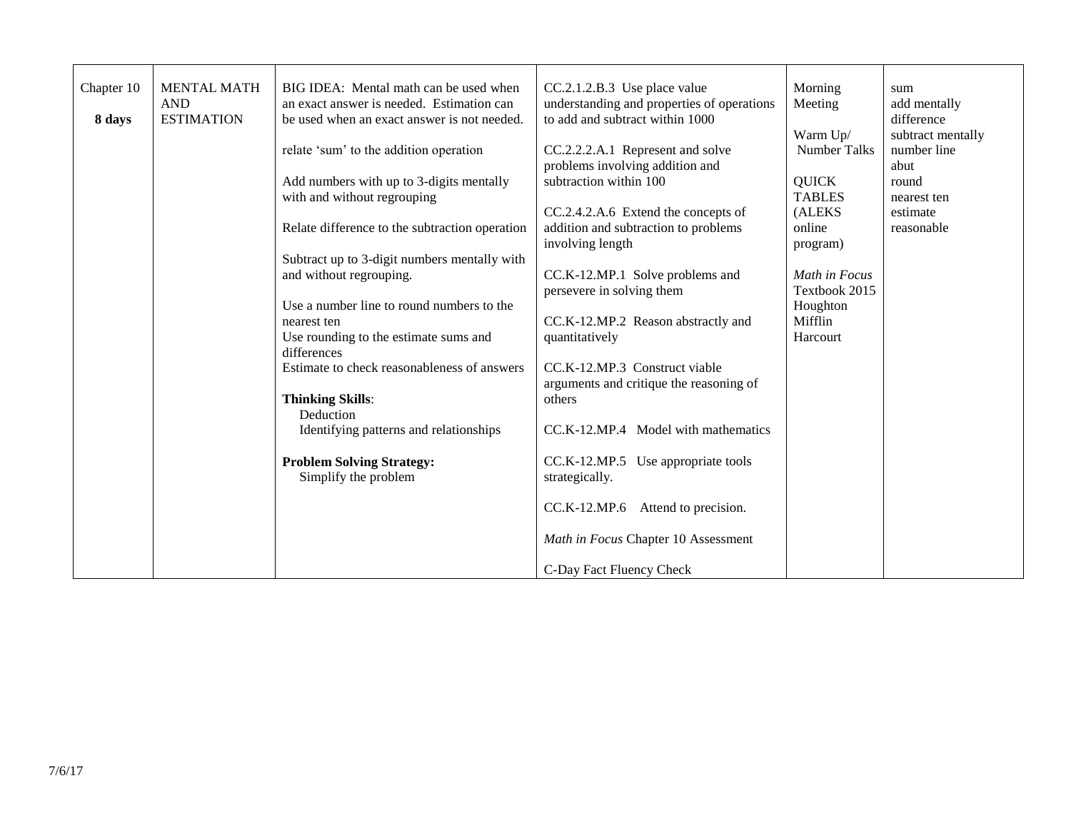| Chapter 10<br>**8 days** | MENTAL MATH AND ESTIMATION | BIG IDEA: Mental math can be used when an exact answer is needed. Estimation can be used when an exact answer is not needed.<br><br>relate 'sum' to the addition operation<br><br>Add numbers with up to 3-digits mentally with and without regrouping<br><br>Relate difference to the subtraction operation<br><br>Subtract up to 3-digit numbers mentally with and without regrouping.<br><br>Use a number line to round numbers to the nearest ten<br>Use rounding to the estimate sums and differences<br>Estimate to check reasonableness of answers<br><br>**Thinking Skills**:<br>Deduction<br>Identifying patterns and relationships<br><br>**Problem Solving Strategy:**<br>Simplify the problem | CC.2.1.2.B.3 Use place value understanding and properties of operations to add and subtract within 1000<br><br>CC.2.2.2.A.1 Represent and solve problems involving addition and subtraction within 100<br><br>CC.2.4.2.A.6 Extend the concepts of addition and subtraction to problems involving length<br><br>CC.K-12.MP.1 Solve problems and persevere in solving them<br><br>CC.K-12.MP.2 Reason abstractly and quantitatively<br><br>CC.K-12.MP.3 Construct viable arguments and critique the reasoning of others<br><br>CC.K-12.MP.4 Model with mathematics<br><br>CC.K-12.MP.5 Use appropriate tools strategically.<br><br>CC.K-12.MP.6 Attend to precision.<br><br>*Math in Focus* Chapter 10 Assessment<br><br>C-Day Fact Fluency Check | Morning Meeting<br><br>Warm Up/ Number Talks<br><br>QUICK TABLES (ALEKS online program)<br><br>*Math in Focus* Textbook 2015 Houghton Mifflin Harcourt | sum<br>add mentally<br>difference<br>subtract mentally<br>number line<br>abut<br>round<br>nearest ten<br>estimate<br>reasonable |
|---|---|---|---|---|---|

7/6/17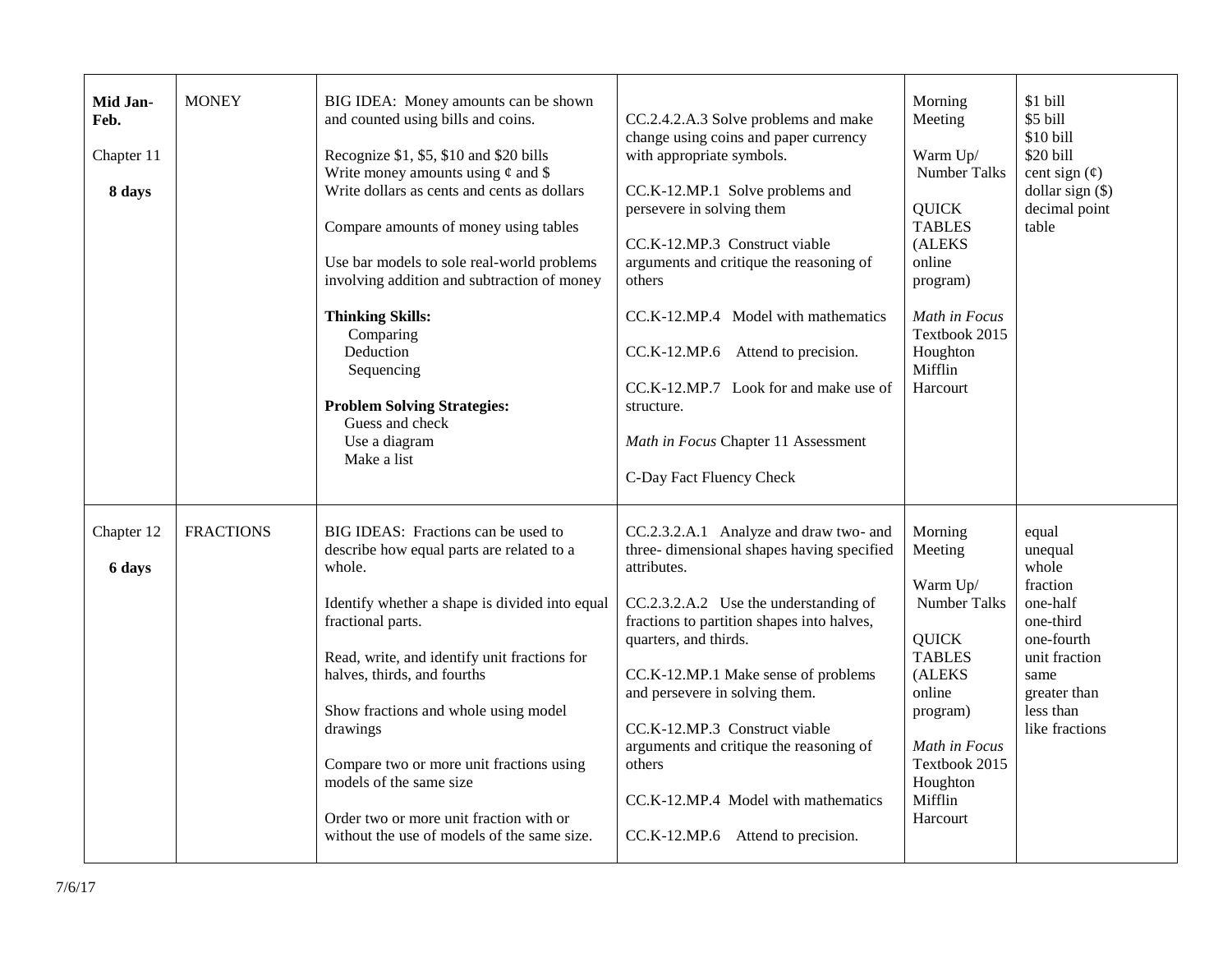| | | | | | |
|---|---|---|---|---|---|
| **Mid Jan-Feb.**<br><br>Chapter 11<br><br>**8 days** | MONEY | BIG IDEA: Money amounts can be shown and counted using bills and coins.<br><br>Recognize $1, $5, $10 and $20 bills<br>Write money amounts using ¢ and $<br>Write dollars as cents and cents as dollars<br><br>Compare amounts of money using tables<br><br>Use bar models to sole real-world problems involving addition and subtraction of money<br><br>**Thinking Skills:**<br>Comparing<br>Deduction<br>Sequencing<br><br>**Problem Solving Strategies:**<br>Guess and check<br>Use a diagram<br>Make a list | CC.2.4.2.A.3 Solve problems and make change using coins and paper currency with appropriate symbols.<br><br>CC.K-12.MP.1 Solve problems and persevere in solving them<br><br>CC.K-12.MP.3 Construct viable arguments and critique the reasoning of others<br><br>CC.K-12.MP.4 Model with mathematics<br><br>CC.K-12.MP.6 Attend to precision.<br><br>CC.K-12.MP.7 Look for and make use of structure.<br><br>*Math in Focus* Chapter 11 Assessment<br><br>C-Day Fact Fluency Check | Morning Meeting<br><br>Warm Up/ Number Talks<br><br>QUICK TABLES (ALEKS online program)<br><br>*Math in Focus* Textbook 2015 Houghton Mifflin Harcourt | $1 bill<br>$5 bill<br>$10 bill<br>$20 bill<br>cent sign (¢)<br>dollar sign ($)<br>decimal point<br>table |
| Chapter 12<br><br>**6 days** | FRACTIONS | BIG IDEAS: Fractions can be used to describe how equal parts are related to a whole.<br><br>Identify whether a shape is divided into equal fractional parts.<br><br>Read, write, and identify unit fractions for halves, thirds, and fourths<br><br>Show fractions and whole using model drawings<br><br>Compare two or more unit fractions using models of the same size<br><br>Order two or more unit fraction with or without the use of models of the same size. | CC.2.3.2.A.1 Analyze and draw two- and three- dimensional shapes having specified attributes.<br><br>CC.2.3.2.A.2 Use the understanding of fractions to partition shapes into halves, quarters, and thirds.<br><br>CC.K-12.MP.1 Make sense of problems and persevere in solving them.<br><br>CC.K-12.MP.3 Construct viable arguments and critique the reasoning of others<br><br>CC.K-12.MP.4 Model with mathematics<br><br>CC.K-12.MP.6 Attend to precision. | Morning Meeting<br><br>Warm Up/ Number Talks<br><br>QUICK TABLES (ALEKS online program)<br><br>*Math in Focus* Textbook 2015 Houghton Mifflin Harcourt | equal<br>unequal<br>whole<br>fraction<br>one-half<br>one-third<br>one-fourth<br>unit fraction<br>same<br>greater than<br>less than<br>like fractions |

7/6/17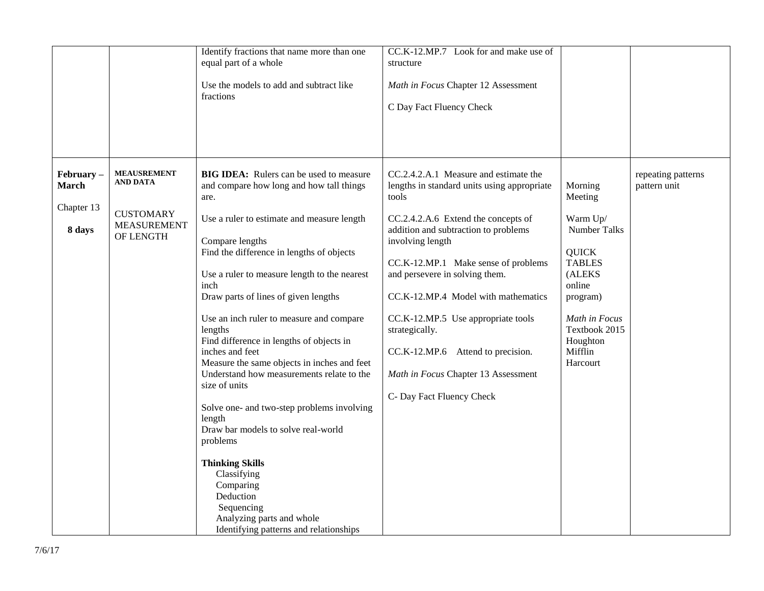| | | | | | |
|---|---|---|---|---|---|
| | | Identify fractions that name more than one equal part of a whole<br><br>Use the models to add and subtract like fractions | CC.K-12.MP.7 Look for and make use of structure<br><br>*Math in Focus* Chapter 12 Assessment<br><br>C Day Fact Fluency Check | | |
| **February – March**<br><br>Chapter 13<br><br>**8 days** | **MEAUSREMENT AND DATA**<br><br>CUSTOMARY MEASUREMENT OF LENGTH | **BIG IDEA:** Rulers can be used to measure and compare how long and how tall things are.<br><br>Use a ruler to estimate and measure length<br><br>Compare lengths<br>Find the difference in lengths of objects<br><br>Use a ruler to measure length to the nearest inch<br>Draw parts of lines of given lengths<br><br>Use an inch ruler to measure and compare lengths<br>Find difference in lengths of objects in inches and feet<br>Measure the same objects in inches and feet<br>Understand how measurements relate to the size of units<br><br>Solve one- and two-step problems involving length<br>Draw bar models to solve real-world problems<br><br>**Thinking Skills**<br>Classifying<br>Comparing<br>Deduction<br>Sequencing<br>Analyzing parts and whole<br>Identifying patterns and relationships | CC.2.4.2.A.1 Measure and estimate the lengths in standard units using appropriate tools<br><br>CC.2.4.2.A.6 Extend the concepts of addition and subtraction to problems involving length<br><br>CC.K-12.MP.1 Make sense of problems and persevere in solving them.<br><br>CC.K-12.MP.4 Model with mathematics<br><br>CC.K-12.MP.5 Use appropriate tools strategically.<br><br>CC.K-12.MP.6 Attend to precision.<br><br>*Math in Focus* Chapter 13 Assessment<br><br>C- Day Fact Fluency Check | Morning Meeting<br><br>Warm Up/ Number Talks<br><br>QUICK TABLES (ALEKS online program)<br><br>*Math in Focus* Textbook 2015 Houghton Mifflin Harcourt | repeating patterns pattern unit |

7/6/17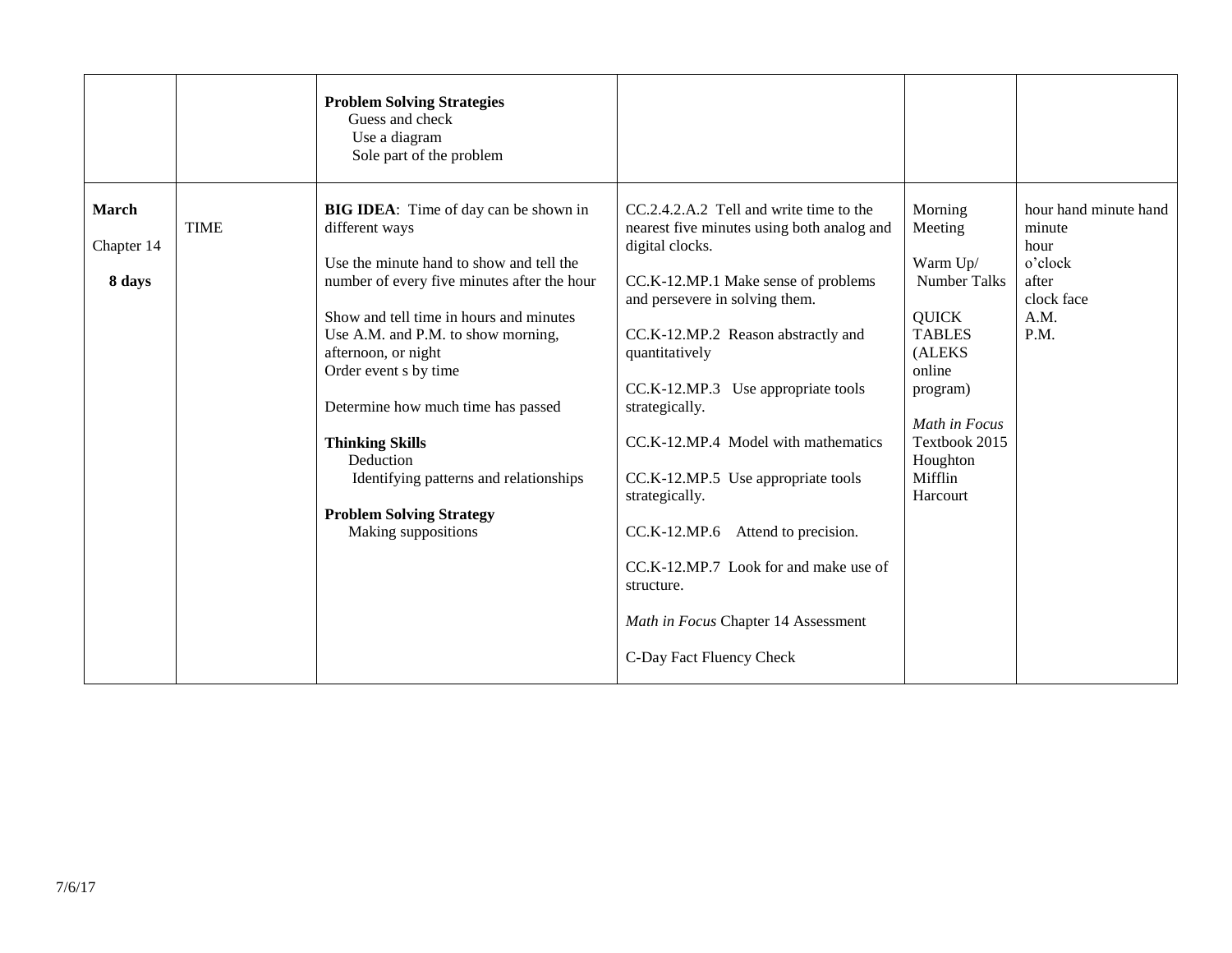| | | | | | |
|---|---|---|---|---|---|
| | | **Problem Solving Strategies**<br>Guess and check<br>Use a diagram<br>Sole part of the problem | | | |
| **March**<br><br>Chapter 14<br><br>**8 days** | TIME | **BIG IDEA**: Time of day can be shown in different ways<br><br>Use the minute hand to show and tell the number of every five minutes after the hour<br><br>Show and tell time in hours and minutes<br>Use A.M. and P.M. to show morning, afternoon, or night<br>Order event s by time<br><br>Determine how much time has passed<br><br>**Thinking Skills**<br>Deduction<br>Identifying patterns and relationships<br><br>**Problem Solving Strategy**<br>Making suppositions | CC.2.4.2.A.2 Tell and write time to the nearest five minutes using both analog and digital clocks.<br><br>CC.K-12.MP.1 Make sense of problems and persevere in solving them.<br><br>CC.K-12.MP.2 Reason abstractly and quantitatively<br><br>CC.K-12.MP.3 Use appropriate tools strategically.<br><br>CC.K-12.MP.4 Model with mathematics<br><br>CC.K-12.MP.5 Use appropriate tools strategically.<br><br>CC.K-12.MP.6 Attend to precision.<br><br>CC.K-12.MP.7 Look for and make use of structure.<br><br>*Math in Focus* Chapter 14 Assessment<br><br>C-Day Fact Fluency Check | Morning Meeting<br><br>Warm Up/ Number Talks<br><br>QUICK TABLES (ALEKS online program)<br><br>*Math in Focus* Textbook 2015 Houghton Mifflin Harcourt | hour hand minute hand<br>minute<br>hour<br>o'clock<br>after<br>clock face<br>A.M.<br>P.M. |

7/6/17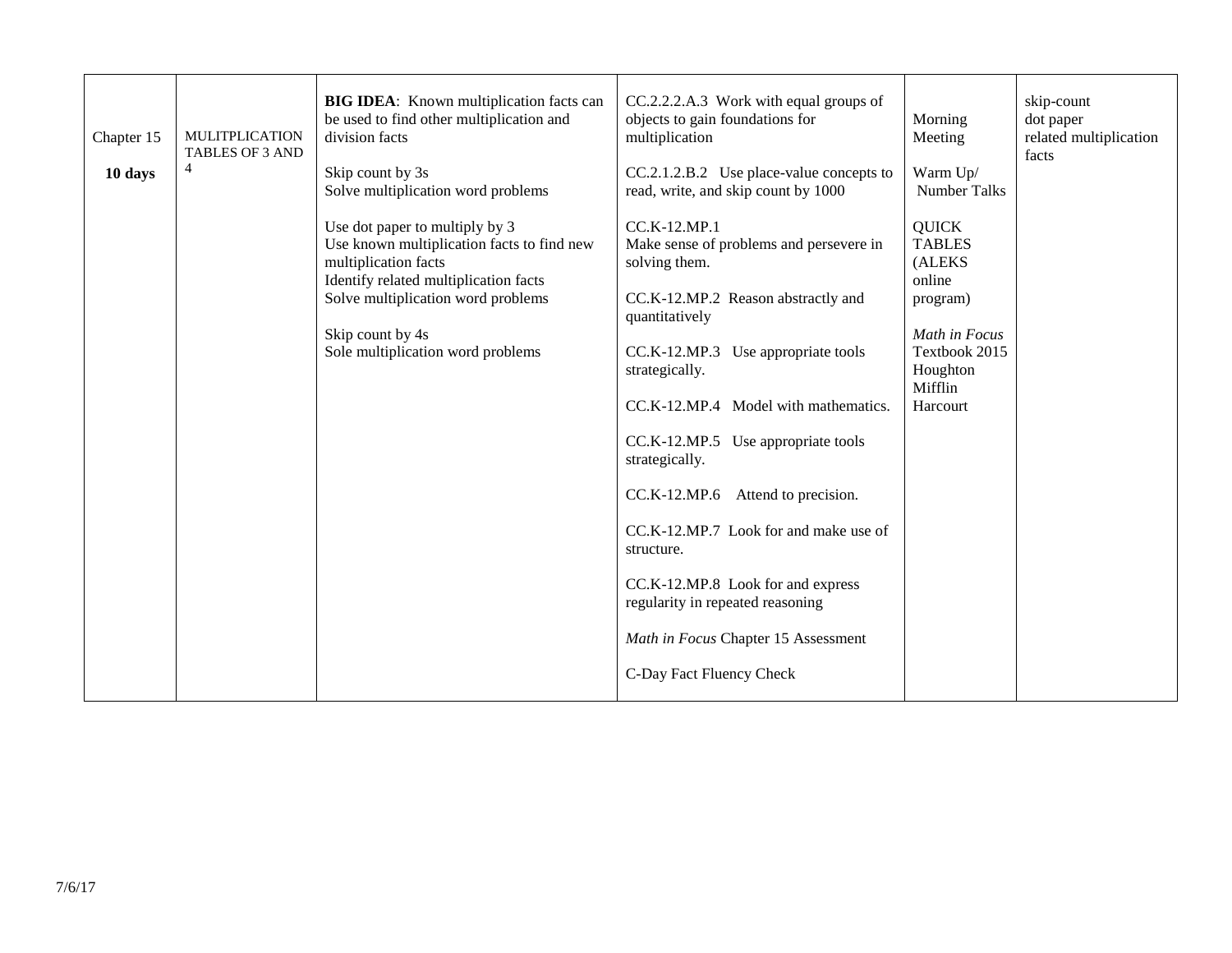| | | | | | |
|---|---|---|---|---|---|
| Chapter 15<br><br>**10 days** | MULITPLICATION TABLES OF 3 AND 4 | **BIG IDEA**: Known multiplication facts can be used to find other multiplication and division facts<br><br>Skip count by 3s<br>Solve multiplication word problems<br><br>Use dot paper to multiply by 3<br>Use known multiplication facts to find new multiplication facts<br>Identify related multiplication facts<br>Solve multiplication word problems<br><br>Skip count by 4s<br>Sole multiplication word problems | CC.2.2.2.A.3 Work with equal groups of objects to gain foundations for multiplication<br><br>CC.2.1.2.B.2 Use place-value concepts to read, write, and skip count by 1000<br><br>CC.K-12.MP.1<br>Make sense of problems and persevere in solving them.<br><br>CC.K-12.MP.2 Reason abstractly and quantitatively<br><br>CC.K-12.MP.3 Use appropriate tools strategically.<br><br>CC.K-12.MP.4 Model with mathematics.<br><br>CC.K-12.MP.5 Use appropriate tools strategically.<br><br>CC.K-12.MP.6 Attend to precision.<br><br>CC.K-12.MP.7 Look for and make use of structure.<br><br>CC.K-12.MP.8 Look for and express regularity in repeated reasoning<br><br>*Math in Focus* Chapter 15 Assessment<br><br>C-Day Fact Fluency Check | Morning Meeting<br><br>Warm Up/ Number Talks<br><br>QUICK TABLES (ALEKS online program)<br><br>*Math in Focus* Textbook 2015 Houghton Mifflin Harcourt | skip-count<br>dot paper<br>related multiplication facts |

7/6/17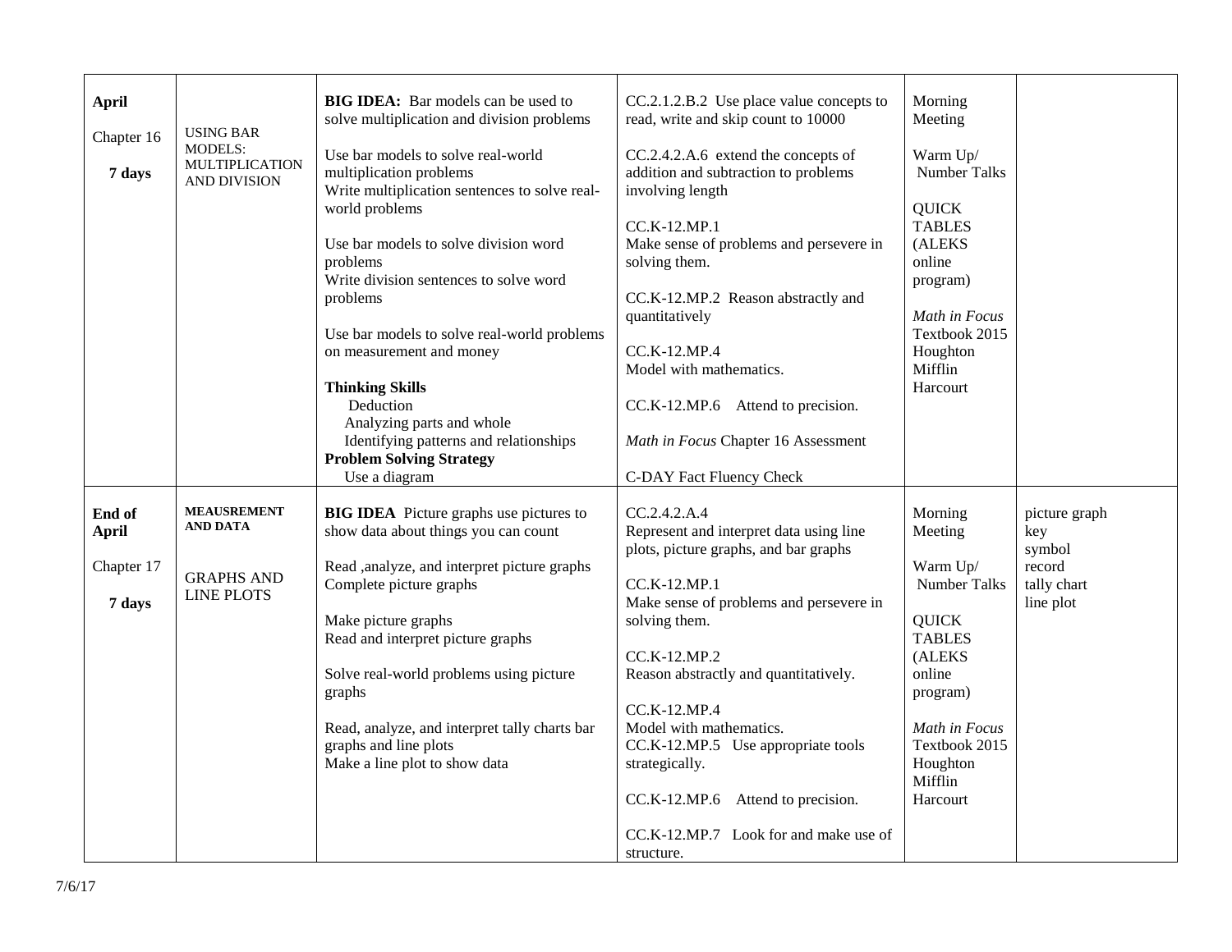| April<br><br>Chapter 16<br><br>**7 days** | USING BAR MODELS: MULTIPLICATION AND DIVISION | **BIG IDEA:** Bar models can be used to solve multiplication and division problems<br><br>Use bar models to solve real-world multiplication problems<br>Write multiplication sentences to solve real-world problems<br><br>Use bar models to solve division word problems<br>Write division sentences to solve word problems<br><br>Use bar models to solve real-world problems on measurement and money<br><br>**Thinking Skills**<br>Deduction<br>Analyzing parts and whole<br>Identifying patterns and relationships<br>**Problem Solving Strategy**<br>Use a diagram | CC.2.1.2.B.2 Use place value concepts to read, write and skip count to 10000<br><br>CC.2.4.2.A.6 extend the concepts of addition and subtraction to problems involving length<br><br>CC.K-12.MP.1<br>Make sense of problems and persevere in solving them.<br><br>CC.K-12.MP.2 Reason abstractly and quantitatively<br><br>CC.K-12.MP.4<br>Model with mathematics.<br><br>CC.K-12.MP.6 Attend to precision.<br><br>*Math in Focus* Chapter 16 Assessment<br><br>C-DAY Fact Fluency Check | Morning Meeting<br><br>Warm Up/ Number Talks<br><br>QUICK TABLES (ALEKS online program)<br><br>*Math in Focus* Textbook 2015 Houghton Mifflin Harcourt | |
|---|---|---|---|---|---|
| **End of April**<br><br>Chapter 17<br><br>**7 days** | **MEAUSREMENT AND DATA**<br><br>GRAPHS AND LINE PLOTS | **BIG IDEA** Picture graphs use pictures to show data about things you can count<br><br>Read ,analyze, and interpret picture graphs<br>Complete picture graphs<br><br>Make picture graphs<br>Read and interpret picture graphs<br><br>Solve real-world problems using picture graphs<br><br>Read, analyze, and interpret tally charts bar graphs and line plots<br>Make a line plot to show data | CC.2.4.2.A.4<br>Represent and interpret data using line plots, picture graphs, and bar graphs<br><br>CC.K-12.MP.1<br>Make sense of problems and persevere in solving them.<br><br>CC.K-12.MP.2<br>Reason abstractly and quantitatively.<br><br>CC.K-12.MP.4<br>Model with mathematics.<br>CC.K-12.MP.5 Use appropriate tools strategically.<br><br>CC.K-12.MP.6 Attend to precision.<br><br>CC.K-12.MP.7 Look for and make use of structure. | Morning Meeting<br><br>Warm Up/ Number Talks<br><br>QUICK TABLES (ALEKS online program)<br><br>*Math in Focus* Textbook 2015 Houghton Mifflin Harcourt | picture graph<br>key<br>symbol<br>record<br>tally chart<br>line plot |

7/6/17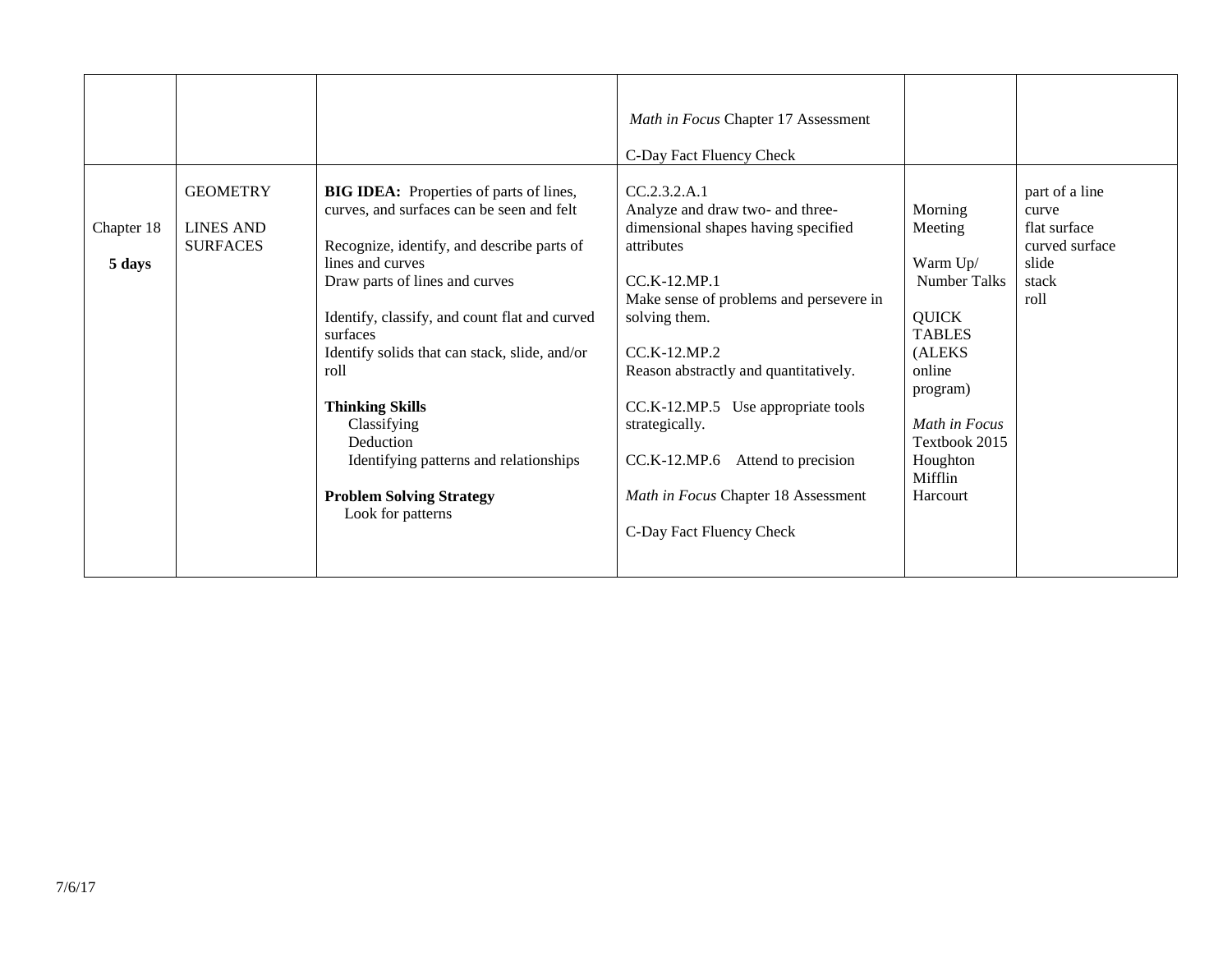| | | | | | |
|---|---|---|---|---|---|
| | | | *Math in Focus* Chapter 17 Assessment<br><br>C-Day Fact Fluency Check | | |
| Chapter 18<br><br>**5 days** | GEOMETRY<br><br>LINES AND SURFACES | **BIG IDEA:** Properties of parts of lines, curves, and surfaces can be seen and felt<br><br>Recognize, identify, and describe parts of lines and curves<br>Draw parts of lines and curves<br><br>Identify, classify, and count flat and curved surfaces<br>Identify solids that can stack, slide, and/or roll<br><br>**Thinking Skills**<br>Classifying<br>Deduction<br>Identifying patterns and relationships<br><br>**Problem Solving Strategy**<br>Look for patterns | CC.2.3.2.A.1<br>Analyze and draw two- and three-dimensional shapes having specified attributes<br><br>CC.K-12.MP.1<br>Make sense of problems and persevere in solving them.<br><br>CC.K-12.MP.2<br>Reason abstractly and quantitatively.<br><br>CC.K-12.MP.5 Use appropriate tools strategically.<br><br>CC.K-12.MP.6 Attend to precision<br><br>*Math in Focus* Chapter 18 Assessment<br><br>C-Day Fact Fluency Check | Morning Meeting<br><br>Warm Up/ Number Talks<br><br>QUICK TABLES (ALEKS online program)<br><br>*Math in Focus* Textbook 2015 Houghton Mifflin Harcourt | part of a line<br>curve<br>flat surface<br>curved surface<br>slide<br>stack<br>roll |

7/6/17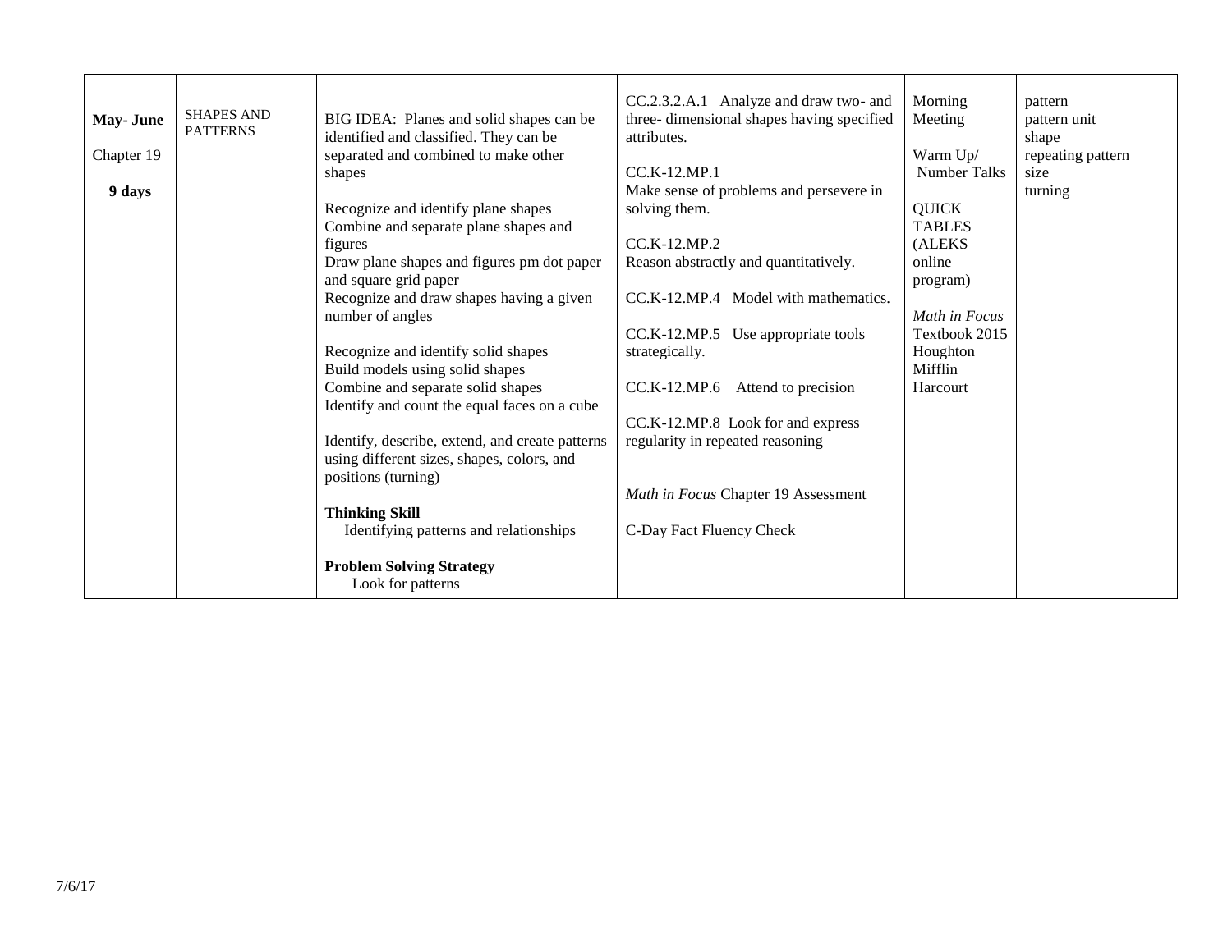| **May- June** Chapter 19 **9 days** | SHAPES AND PATTERNS | BIG IDEA: Planes and solid shapes can be identified and classified. They can be separated and combined to make other shapes<br><br>Recognize and identify plane shapes<br>Combine and separate plane shapes and figures<br>Draw plane shapes and figures pm dot paper and square grid paper<br>Recognize and draw shapes having a given number of angles<br><br>Recognize and identify solid shapes<br>Build models using solid shapes<br>Combine and separate solid shapes<br>Identify and count the equal faces on a cube<br><br>Identify, describe, extend, and create patterns using different sizes, shapes, colors, and positions (turning)<br><br>**Thinking Skill**<br>Identifying patterns and relationships<br><br>**Problem Solving Strategy**<br>Look for patterns | CC.2.3.2.A.1 Analyze and draw two- and three- dimensional shapes having specified attributes.<br><br>CC.K-12.MP.1<br>Make sense of problems and persevere in solving them.<br><br>CC.K-12.MP.2<br>Reason abstractly and quantitatively.<br><br>CC.K-12.MP.4 Model with mathematics.<br><br>CC.K-12.MP.5 Use appropriate tools strategically.<br><br>CC.K-12.MP.6 Attend to precision<br><br>CC.K-12.MP.8 Look for and express regularity in repeated reasoning<br><br>*Math in Focus* Chapter 19 Assessment<br><br>C-Day Fact Fluency Check | Morning Meeting<br><br>Warm Up/ Number Talks<br><br>QUICK TABLES (ALEKS online program)<br><br>*Math in Focus* Textbook 2015 Houghton Mifflin Harcourt | pattern<br>pattern unit<br>shape<br>repeating pattern<br>size<br>turning |
|---|---|---|---|---|---|

7/6/17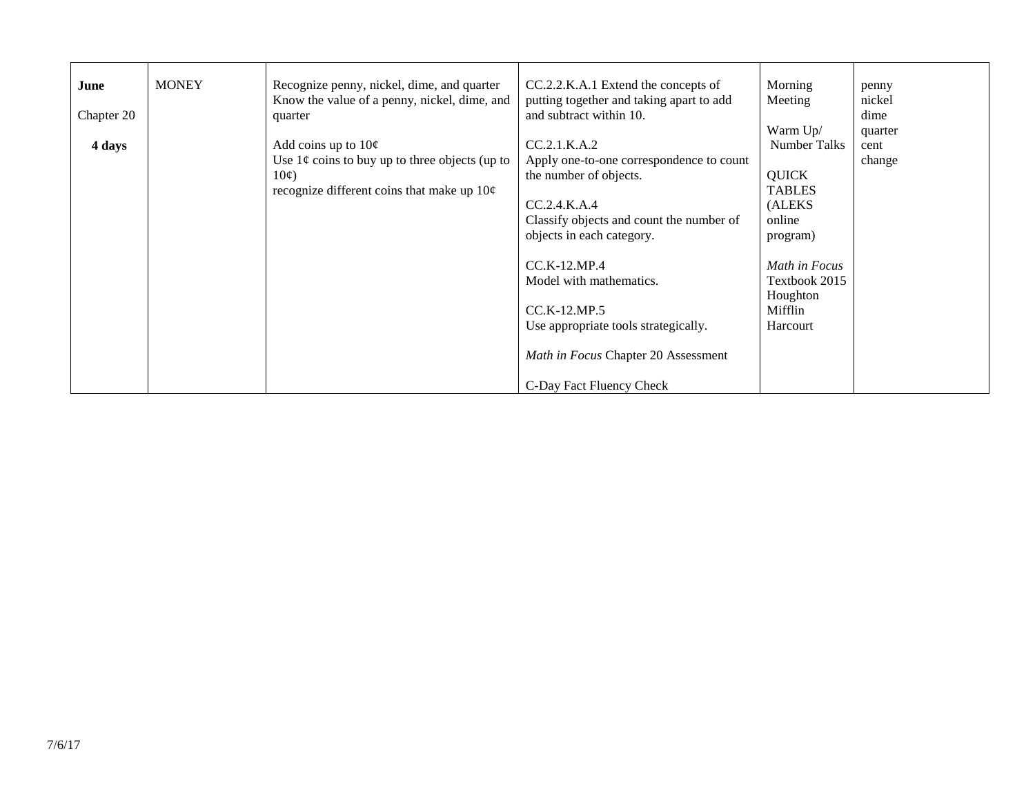| | | | | | |
|---|---|---|---|---|---|
| **June**<br><br>Chapter 20<br><br>**4 days** | MONEY | Recognize penny, nickel, dime, and quarter<br>Know the value of a penny, nickel, dime, and quarter<br><br>Add coins up to 10¢<br>Use 1¢ coins to buy up to three objects (up to 10¢)<br>recognize different coins that make up 10¢ | CC.2.2.K.A.1 Extend the concepts of putting together and taking apart to add and subtract within 10.<br><br>CC.2.1.K.A.2<br>Apply one-to-one correspondence to count the number of objects.<br><br>CC.2.4.K.A.4<br>Classify objects and count the number of objects in each category.<br><br>CC.K-12.MP.4<br>Model with mathematics.<br><br>CC.K-12.MP.5<br>Use appropriate tools strategically.<br><br>*Math in Focus* Chapter 20 Assessment<br><br>C-Day Fact Fluency Check | Morning Meeting<br><br>Warm Up/ Number Talks<br><br>QUICK TABLES (ALEKS online program)<br><br>*Math in Focus* Textbook 2015 Houghton Mifflin Harcourt | penny<br>nickel<br>dime<br>quarter<br>cent<br>change |

7/6/17